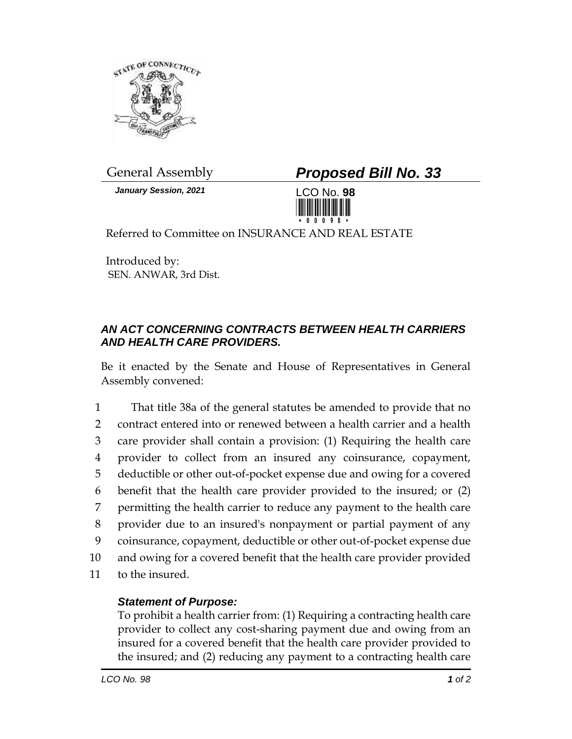General Assembly

# *Proposed Bill No. 33*

***January Session, 2021***

LCO No. **98**

Referred to Committee on INSURANCE AND REAL ESTATE

Introduced by:
SEN. ANWAR, 3rd Dist.

### *AN ACT CONCERNING CONTRACTS BETWEEN HEALTH CARRIERS AND HEALTH CARE PROVIDERS.*

Be it enacted by the Senate and House of Representatives in General Assembly convened:

That title 38a of the general statutes be amended to provide that no contract entered into or renewed between a health carrier and a health care provider shall contain a provision: (1) Requiring the health care provider to collect from an insured any coinsurance, copayment, deductible or other out-of-pocket expense due and owing for a covered benefit that the health care provider provided to the insured; or (2) permitting the health carrier to reduce any payment to the health care provider due to an insured's nonpayment or partial payment of any coinsurance, copayment, deductible or other out-of-pocket expense due and owing for a covered benefit that the health care provider provided to the insured.

***Statement of Purpose:***

To prohibit a health carrier from: (1) Requiring a contracting health care provider to collect any cost-sharing payment due and owing from an insured for a covered benefit that the health care provider provided to the insured; and (2) reducing any payment to a contracting health care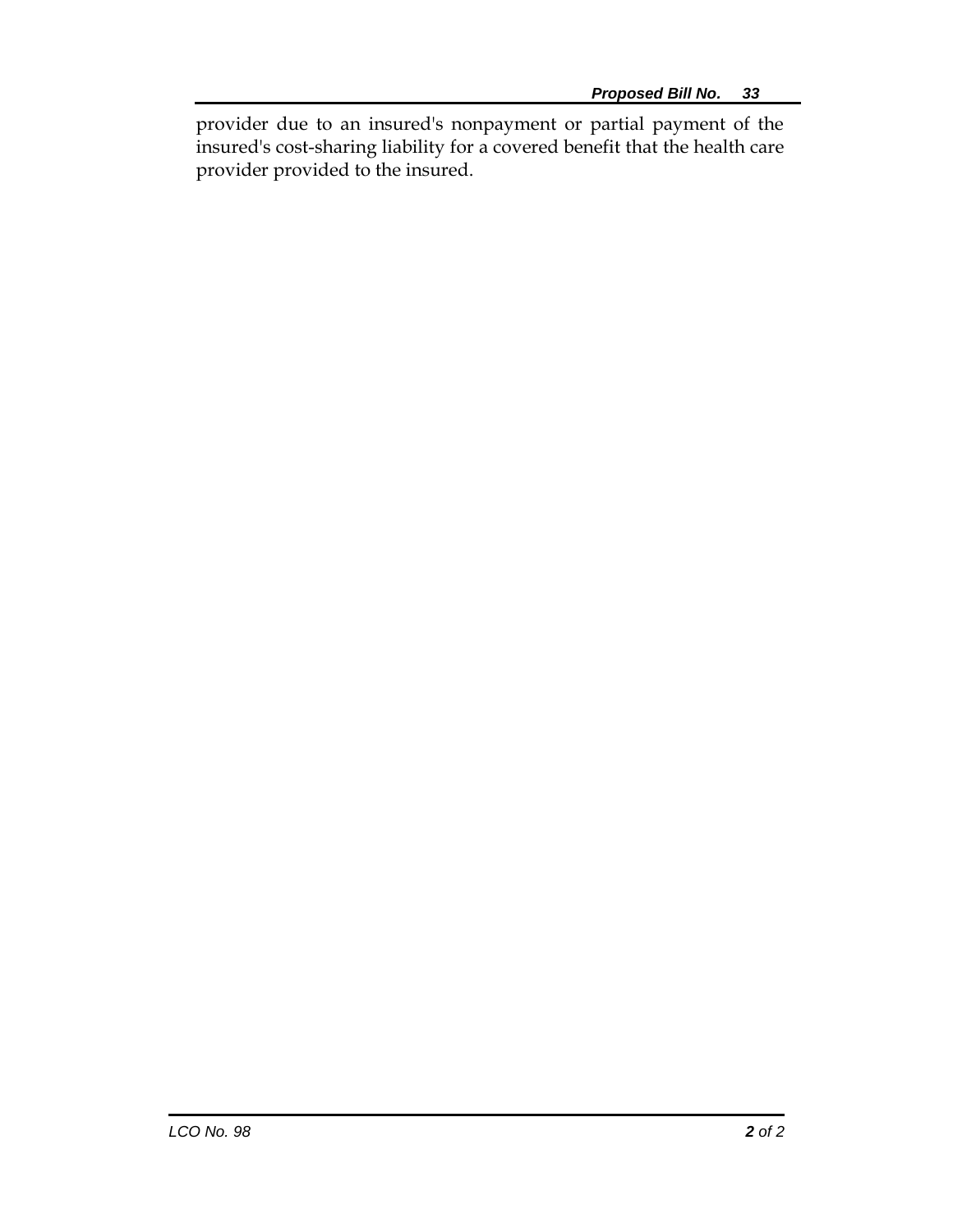provider due to an insured's nonpayment or partial payment of the insured's cost-sharing liability for a covered benefit that the health care provider provided to the insured.